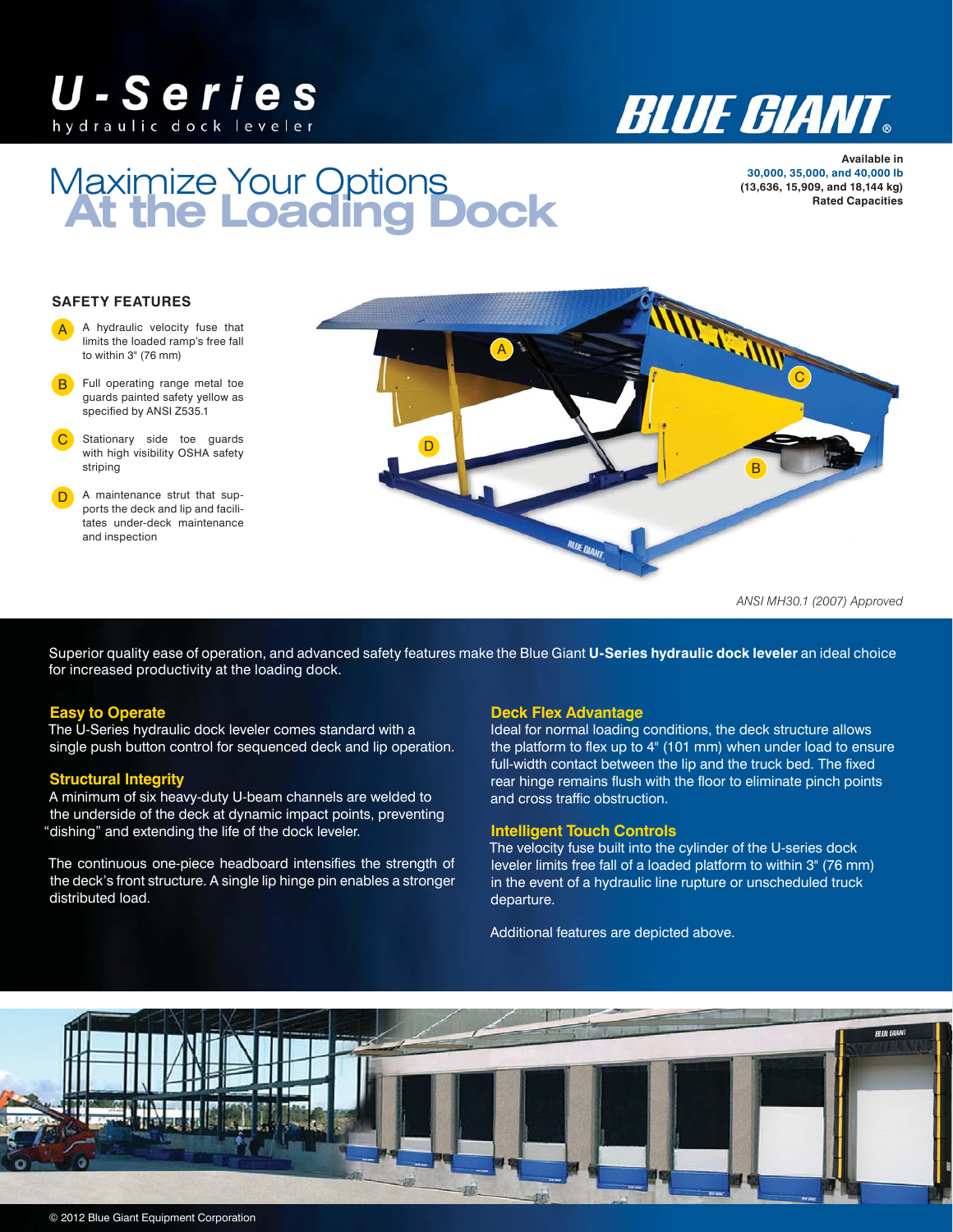# U-Series

hydraulic dock leveler

BLUE GIANT®

## Maximize Your Options At the Loading Dock

Available in **30,000, 35,000, and 40,000 lb** **(13,636, 15,909, and 18,144 kg)** **Rated Capacities**

### SAFETY FEATURES

- **A** A hydraulic velocity fuse that limits the loaded ramp's free fall to within 3" (76 mm)
- **B** Full operating range metal toe guards painted safety yellow as specified by ANSI Z535.1
- **C** Stationary side toe guards with high visibility OSHA safety striping
- **D** A maintenance strut that supports the deck and lip and facilitates under-deck maintenance and inspection

*ANSI MH30.1 (2007) Approved*

Superior quality ease of operation, and advanced safety features make the Blue Giant **U-Series hydraulic dock leveler** an ideal choice for increased productivity at the loading dock.

### Easy to Operate

The U-Series hydraulic dock leveler comes standard with a single push button control for sequenced deck and lip operation.

### Structural Integrity

A minimum of six heavy-duty U-beam channels are welded to the underside of the deck at dynamic impact points, preventing "dishing" and extending the life of the dock leveler.

The continuous one-piece headboard intensifies the strength of the deck's front structure. A single lip hinge pin enables a stronger distributed load.

### Deck Flex Advantage

Ideal for normal loading conditions, the deck structure allows the platform to flex up to 4" (101 mm) when under load to ensure full-width contact between the lip and the truck bed. The fixed rear hinge remains flush with the floor to eliminate pinch points and cross traffic obstruction.

### Intelligent Touch Controls

The velocity fuse built into the cylinder of the U-series dock leveler limits free fall of a loaded platform to within 3" (76 mm) in the event of a hydraulic line rupture or unscheduled truck departure.

Additional features are depicted above.

© 2012 Blue Giant Equipment Corporation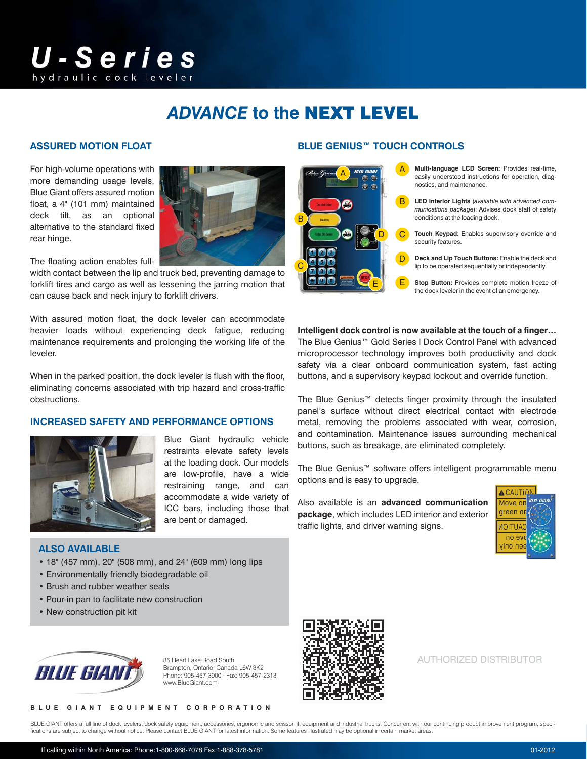# U-Series

hydraulic dock leveler

## *ADVANCE* to the NEXT LEVEL

### ASSURED MOTION FLOAT

For high-volume operations with more demanding usage levels, Blue Giant offers assured motion float, a 4" (101 mm) maintained deck tilt, as an optional alternative to the standard fixed rear hinge.

The floating action enables full-width contact between the lip and truck bed, preventing damage to forklift tires and cargo as well as lessening the jarring motion that can cause back and neck injury to forklift drivers.

With assured motion float, the dock leveler can accommodate heavier loads without experiencing deck fatigue, reducing maintenance requirements and prolonging the working life of the leveler.

When in the parked position, the dock leveler is flush with the floor, eliminating concerns associated with trip hazard and cross-traffic obstructions.

### INCREASED SAFETY AND PERFORMANCE OPTIONS

Blue Giant hydraulic vehicle restraints elevate safety levels at the loading dock. Our models are low-profile, have a wide restraining range, and can accommodate a wide variety of ICC bars, including those that are bent or damaged.

### ALSO AVAILABLE

- 18" (457 mm), 20" (508 mm), and 24" (609 mm) long lips
- Environmentally friendly biodegradable oil
- Brush and rubber weather seals
- Pour-in pan to facilitate new construction
- New construction pit kit

### BLUE GENIUS™ TOUCH CONTROLS

- **A** **Multi-language LCD Screen:** Provides real-time, easily understood instructions for operation, diagnostics, and maintenance.
- **B** **LED Interior Lights** (*available with advanced communications package*): Advises dock staff of safety conditions at the loading dock.
- **C** **Touch Keypad**: Enables supervisory override and security features.
- **D** **Deck and Lip Touch Buttons:** Enable the deck and lip to be operated sequentially or independently.
- **E** **Stop Button:** Provides complete motion freeze of the dock leveler in the event of an emergency.

**Intelligent dock control is now available at the touch of a finger…** The Blue Genius™ Gold Series I Dock Control Panel with advanced microprocessor technology improves both productivity and dock safety via a clear onboard communication system, fast acting buttons, and a supervisory keypad lockout and override function.

The Blue Genius™ detects finger proximity through the insulated panel's surface without direct electrical contact with electrode metal, removing the problems associated with wear, corrosion, and contamination. Maintenance issues surrounding mechanical buttons, such as breakage, are eliminated completely.

The Blue Genius™ software offers intelligent programmable menu options and is easy to upgrade.

Also available is an **advanced communication package**, which includes LED interior and exterior traffic lights, and driver warning signs.

85 Heart Lake Road South
Brampton, Ontario, Canada L6W 3K2
Phone: 905-457-3900 · Fax: 905-457-2313
www.BlueGiant.com

AUTHORIZED DISTRIBUTOR

BLUE GIANT EQUIPMENT CORPORATION

BLUE GIANT offers a full line of dock levelers, dock safety equipment, accessories, ergonomic and scissor lift equipment and industrial trucks. Concurrent with our continuing product improvement program, specifications are subject to change without notice. Please contact BLUE GIANT for latest information. Some features illustrated may be optional in certain market areas.

If calling within North America: Phone:1-800-668-7078 Fax:1-888-378-5781

01-2012